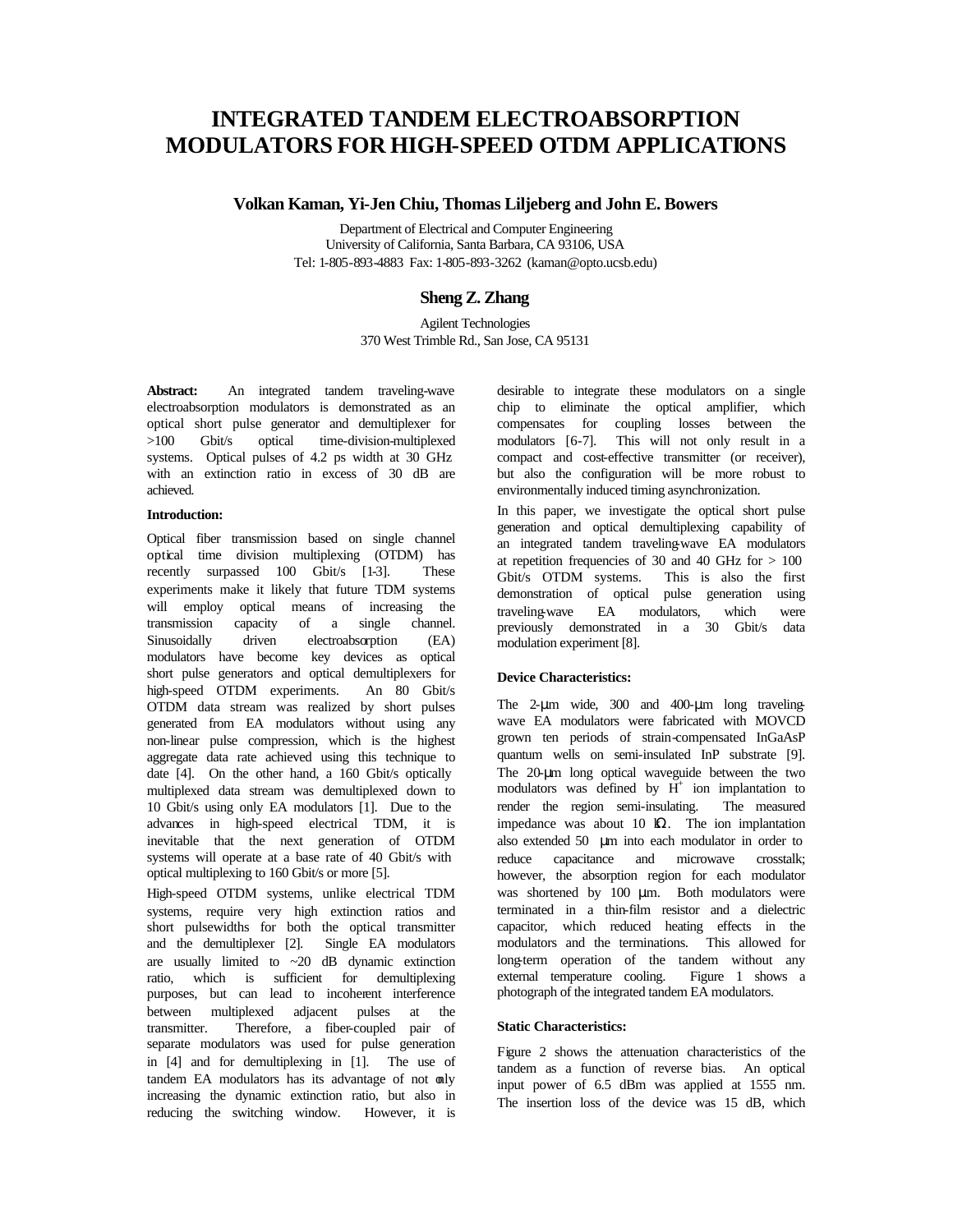# INTEGRATED TANDEM ELECTROABSORPTION MODULATORS FOR HIGH-SPEED OTDM APPLICATIONS

**Volkan Kaman, Yi-Jen Chiu, Thomas Liljeberg and John E. Bowers**

Department of Electrical and Computer Engineering
University of California, Santa Barbara, CA 93106, USA
Tel: 1-805-893-4883 Fax: 1-805-893-3262 (kaman@opto.ucsb.edu)

**Sheng Z. Zhang**

Agilent Technologies
370 West Trimble Rd., San Jose, CA 95131

**Abstract:** An integrated tandem traveling-wave electroabsorption modulators is demonstrated as an optical short pulse generator and demultiplexer for >100 Gbit/s optical time-division-multiplexed systems. Optical pulses of 4.2 ps width at 30 GHz with an extinction ratio in excess of 30 dB are achieved.

#### Introduction:

Optical fiber transmission based on single channel optical time division multiplexing (OTDM) has recently surpassed 100 Gbit/s [1-3]. These experiments make it likely that future TDM systems will employ optical means of increasing the transmission capacity of a single channel. Sinusoidally driven electroabsorption (EA) modulators have become key devices as optical short pulse generators and optical demultiplexers for high-speed OTDM experiments. An 80 Gbit/s OTDM data stream was realized by short pulses generated from EA modulators without using any non-linear pulse compression, which is the highest aggregate data rate achieved using this technique to date [4]. On the other hand, a 160 Gbit/s optically multiplexed data stream was demultiplexed down to 10 Gbit/s using only EA modulators [1]. Due to the advances in high-speed electrical TDM, it is inevitable that the next generation of OTDM systems will operate at a base rate of 40 Gbit/s with optical multiplexing to 160 Gbit/s or more [5].

High-speed OTDM systems, unlike electrical TDM systems, require very high extinction ratios and short pulsewidths for both the optical transmitter and the demultiplexer [2]. Single EA modulators are usually limited to ~20 dB dynamic extinction ratio, which is sufficient for demultiplexing purposes, but can lead to incoherent interference between multiplexed adjacent pulses at the transmitter. Therefore, a fiber-coupled pair of separate modulators was used for pulse generation in [4] and for demultiplexing in [1]. The use of tandem EA modulators has its advantage of not only increasing the dynamic extinction ratio, but also in reducing the switching window. However, it is desirable to integrate these modulators on a single chip to eliminate the optical amplifier, which compensates for coupling losses between the modulators [6-7]. This will not only result in a compact and cost-effective transmitter (or receiver), but also the configuration will be more robust to environmentally induced timing asynchronization.

In this paper, we investigate the optical short pulse generation and optical demultiplexing capability of an integrated tandem traveling-wave EA modulators at repetition frequencies of 30 and 40 GHz for > 100 Gbit/s OTDM systems. This is also the first demonstration of optical pulse generation using traveling-wave EA modulators, which were previously demonstrated in a 30 Gbit/s data modulation experiment [8].

#### Device Characteristics:

The 2-μm wide, 300 and 400-μm long traveling-wave EA modulators were fabricated with MOVCD grown ten periods of strain-compensated InGaAsP quantum wells on semi-insulated InP substrate [9]. The 20-μm long optical waveguide between the two modulators was defined by $H^+$ ion implantation to render the region semi-insulating. The measured impedance was about 10 kΩ. The ion implantation also extended 50 μm into each modulator in order to reduce capacitance and microwave crosstalk; however, the absorption region for each modulator was shortened by 100 μm. Both modulators were terminated in a thin-film resistor and a dielectric capacitor, which reduced heating effects in the modulators and the terminations. This allowed for long-term operation of the tandem without any external temperature cooling. Figure 1 shows a photograph of the integrated tandem EA modulators.

#### Static Characteristics:

Figure 2 shows the attenuation characteristics of the tandem as a function of reverse bias. An optical input power of 6.5 dBm was applied at 1555 nm. The insertion loss of the device was 15 dB, which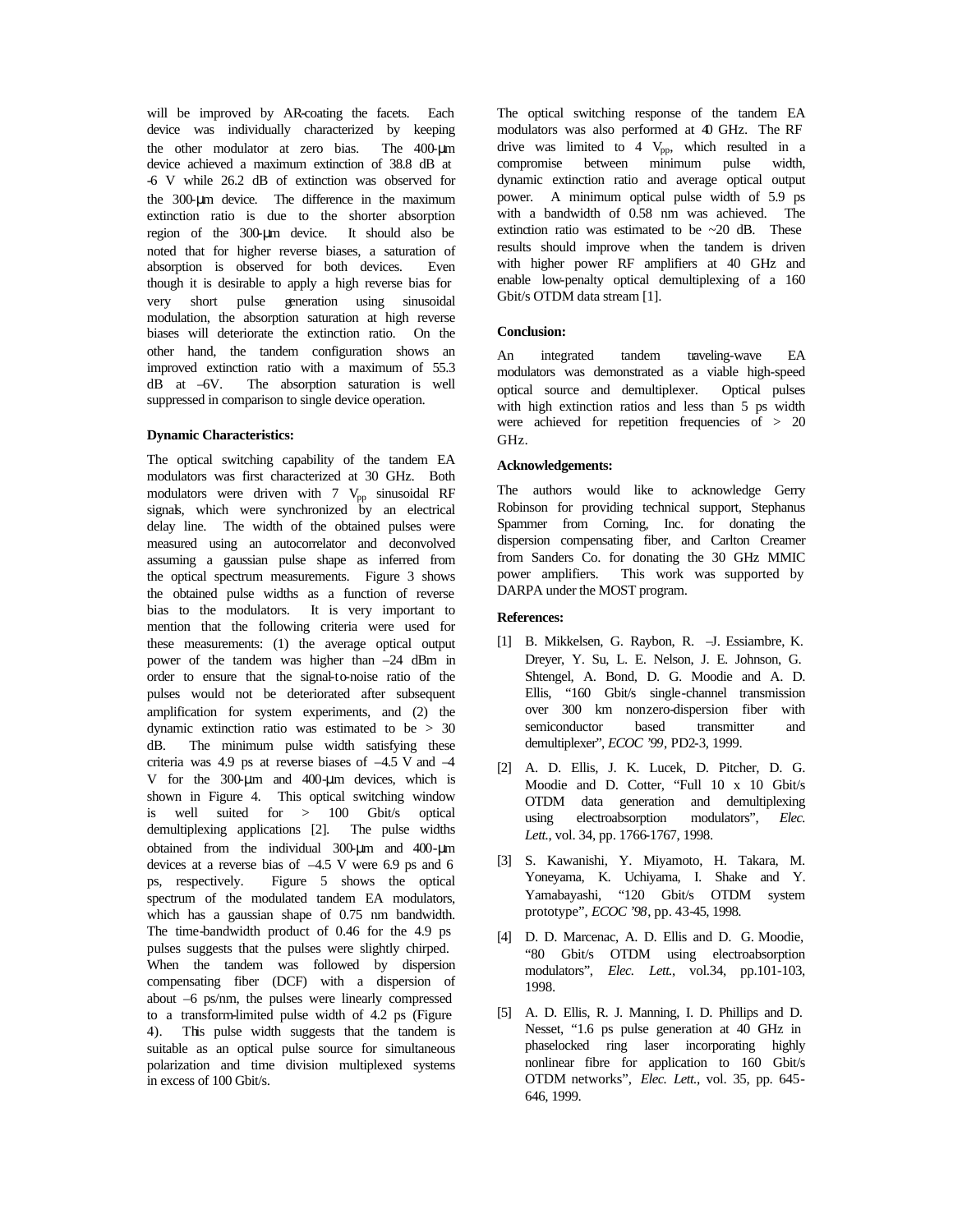will be improved by AR-coating the facets. Each device was individually characterized by keeping the other modulator at zero bias. The 400-µm device achieved a maximum extinction of 38.8 dB at -6 V while 26.2 dB of extinction was observed for the 300-µm device. The difference in the maximum extinction ratio is due to the shorter absorption region of the 300-µm device. It should also be noted that for higher reverse biases, a saturation of absorption is observed for both devices. Even though it is desirable to apply a high reverse bias for very short pulse generation using sinusoidal modulation, the absorption saturation at high reverse biases will deteriorate the extinction ratio. On the other hand, the tandem configuration shows an improved extinction ratio with a maximum of 55.3 dB at –6V. The absorption saturation is well suppressed in comparison to single device operation.

**Dynamic Characteristics:**

The optical switching capability of the tandem EA modulators was first characterized at 30 GHz. Both modulators were driven with 7 $V_{pp}$ sinusoidal RF signals, which were synchronized by an electrical delay line. The width of the obtained pulses were measured using an autocorrelator and deconvolved assuming a gaussian pulse shape as inferred from the optical spectrum measurements. Figure 3 shows the obtained pulse widths as a function of reverse bias to the modulators. It is very important to mention that the following criteria were used for these measurements: (1) the average optical output power of the tandem was higher than –24 dBm in order to ensure that the signal-to-noise ratio of the pulses would not be deteriorated after subsequent amplification for system experiments, and (2) the dynamic extinction ratio was estimated to be > 30 dB. The minimum pulse width satisfying these criteria was 4.9 ps at reverse biases of –4.5 V and –4 V for the 300-µm and 400-µm devices, which is shown in Figure 4. This optical switching window is well suited for > 100 Gbit/s optical demultiplexing applications [2]. The pulse widths obtained from the individual 300-µm and 400-µm devices at a reverse bias of –4.5 V were 6.9 ps and 6 ps, respectively. Figure 5 shows the optical spectrum of the modulated tandem EA modulators, which has a gaussian shape of 0.75 nm bandwidth. The time-bandwidth product of 0.46 for the 4.9 ps pulses suggests that the pulses were slightly chirped. When the tandem was followed by dispersion compensating fiber (DCF) with a dispersion of about –6 ps/nm, the pulses were linearly compressed to a transform-limited pulse width of 4.2 ps (Figure 4). This pulse width suggests that the tandem is suitable as an optical pulse source for simultaneous polarization and time division multiplexed systems in excess of 100 Gbit/s.

The optical switching response of the tandem EA modulators was also performed at 40 GHz. The RF drive was limited to 4 $V_{pp}$, which resulted in a compromise between minimum pulse width, dynamic extinction ratio and average optical output power. A minimum optical pulse width of 5.9 ps with a bandwidth of 0.58 nm was achieved. The extinction ratio was estimated to be ~20 dB. These results should improve when the tandem is driven with higher power RF amplifiers at 40 GHz and enable low-penalty optical demultiplexing of a 160 Gbit/s OTDM data stream [1].

**Conclusion:**

An integrated tandem traveling-wave EA modulators was demonstrated as a viable high-speed optical source and demultiplexer. Optical pulses with high extinction ratios and less than 5 ps width were achieved for repetition frequencies of > 20 GHz.

**Acknowledgements:**

The authors would like to acknowledge Gerry Robinson for providing technical support, Stephanus Spammer from Corning, Inc. for donating the dispersion compensating fiber, and Carlton Creamer from Sanders Co. for donating the 30 GHz MMIC power amplifiers. This work was supported by DARPA under the MOST program.

**References:**

[1] B. Mikkelsen, G. Raybon, R. –J. Essiambre, K. Dreyer, Y. Su, L. E. Nelson, J. E. Johnson, G. Shtengel, A. Bond, D. G. Moodie and A. D. Ellis, "160 Gbit/s single-channel transmission over 300 km nonzero-dispersion fiber with semiconductor based transmitter and demultiplexer", *ECOC '99*, PD2-3, 1999.

[2] A. D. Ellis, J. K. Lucek, D. Pitcher, D. G. Moodie and D. Cotter, "Full 10 x 10 Gbit/s OTDM data generation and demultiplexing using electroabsorption modulators", *Elec. Lett.*, vol. 34, pp. 1766-1767, 1998.

[3] S. Kawanishi, Y. Miyamoto, H. Takara, M. Yoneyama, K. Uchiyama, I. Shake and Y. Yamabayashi, "120 Gbit/s OTDM system prototype", *ECOC '98*, pp. 43-45, 1998.

[4] D. D. Marcenac, A. D. Ellis and D. G. Moodie, "80 Gbit/s OTDM using electroabsorption modulators", *Elec. Lett.*, vol.34, pp.101-103, 1998.

[5] A. D. Ellis, R. J. Manning, I. D. Phillips and D. Nesset, "1.6 ps pulse generation at 40 GHz in phaselocked ring laser incorporating highly nonlinear fibre for application to 160 Gbit/s OTDM networks", *Elec. Lett.*, vol. 35, pp. 645-646, 1999.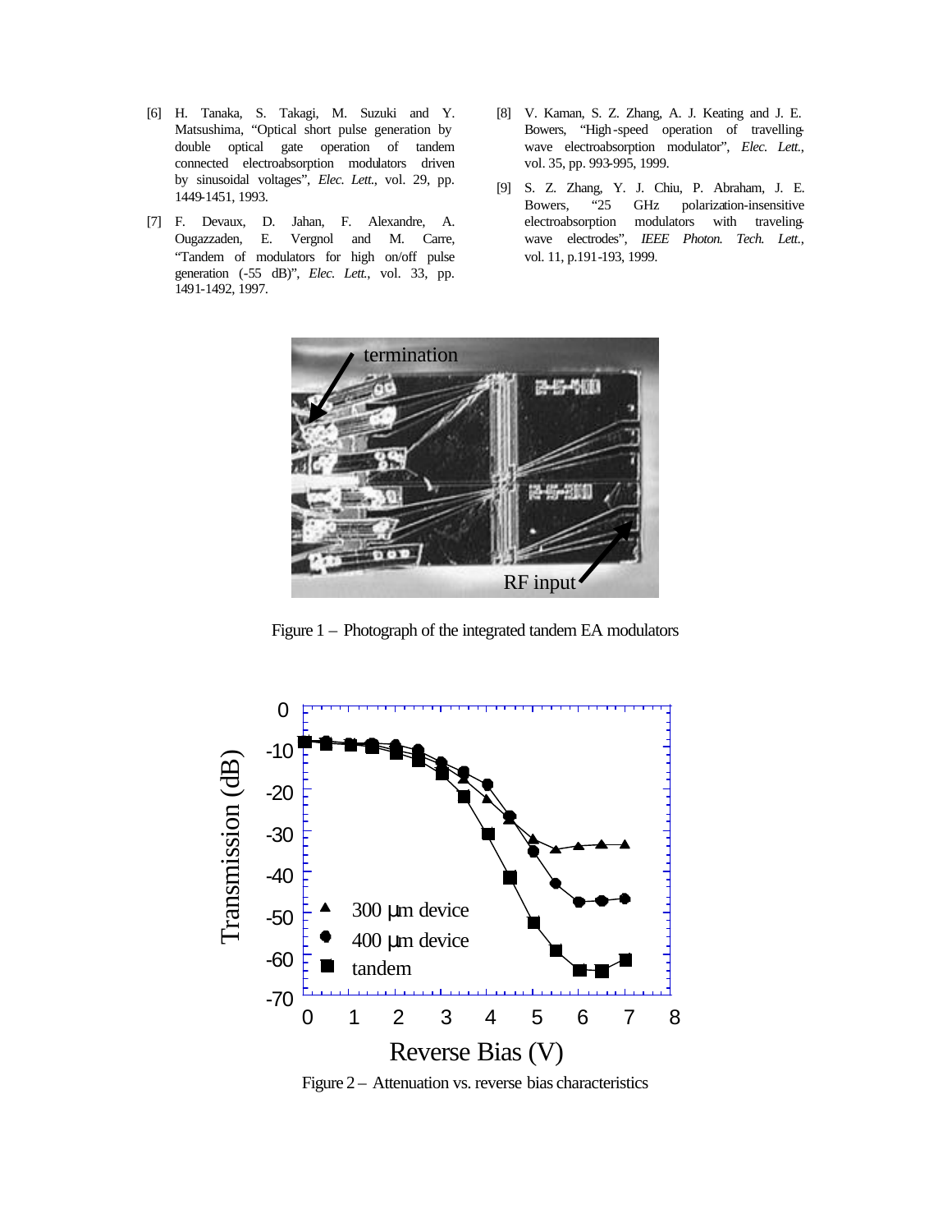[6] H. Tanaka, S. Takagi, M. Suzuki and Y. Matsushima, "Optical short pulse generation by double optical gate operation of tandem connected electroabsorption modulators driven by sinusoidal voltages", *Elec. Lett.*, vol. 29, pp. 1449-1451, 1993.

[7] F. Devaux, D. Jahan, F. Alexandre, A. Ougazzaden, E. Vergnol and M. Carre, "Tandem of modulators for high on/off pulse generation (-55 dB)", *Elec. Lett.*, vol. 33, pp. 1491-1492, 1997.

[8] V. Kaman, S. Z. Zhang, A. J. Keating and J. E. Bowers, "High-speed operation of travelling-wave electroabsorption modulator", *Elec. Lett.*, vol. 35, pp. 993-995, 1999.

[9] S. Z. Zhang, Y. J. Chiu, P. Abraham, J. E. Bowers, "25 GHz polarization-insensitive electroabsorption modulators with traveling-wave electrodes", *IEEE Photon. Tech. Lett.*, vol. 11, p.191-193, 1999.

Figure 1 – Photograph of the integrated tandem EA modulators

Figure 2 – Attenuation vs. reverse bias characteristics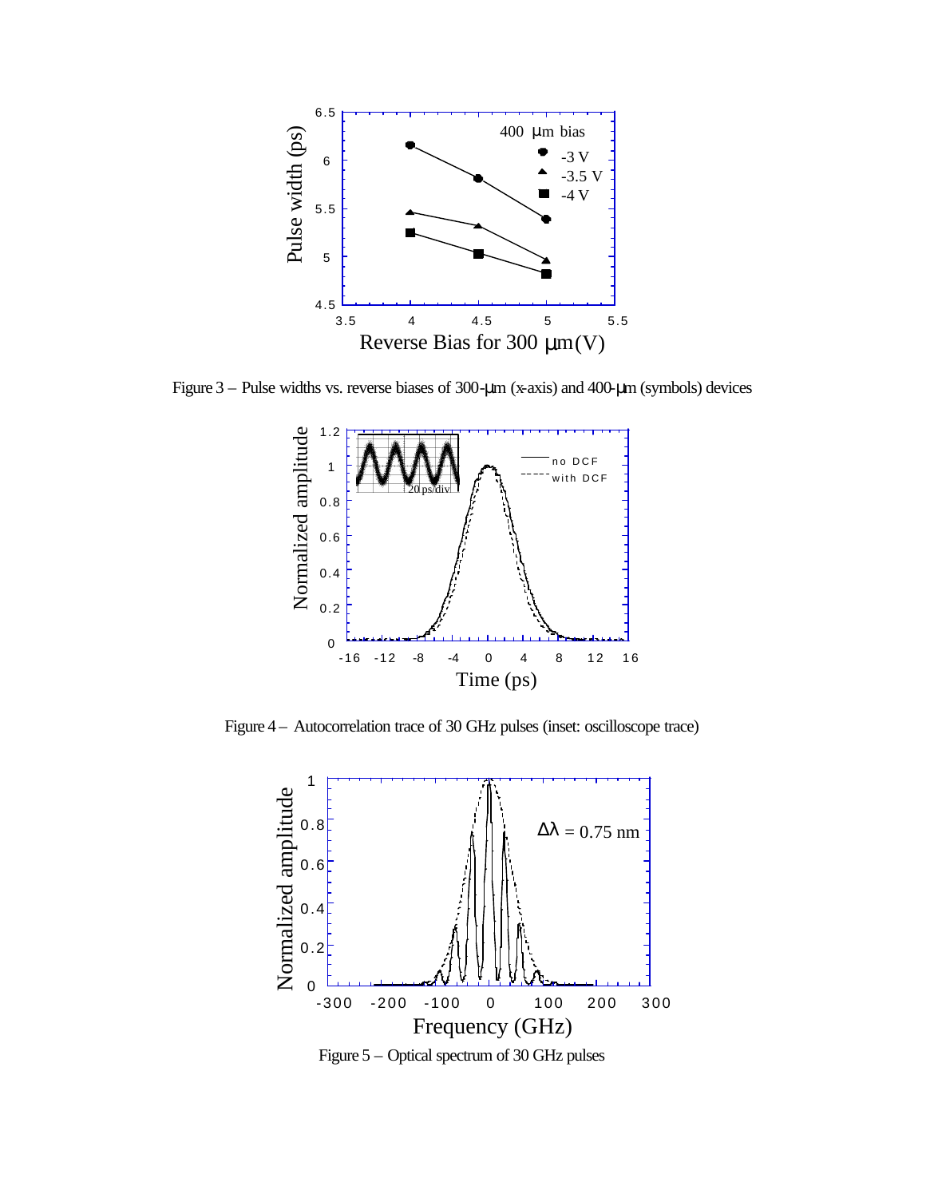6.5

6

5.5

5

4.5

3.5

4

4.5

5

5.5

Pulse width (ps)

Reverse Bias for 300 μm(V)

400 μm bias

-3 V

-3.5 V

-4 V

Figure 3 – Pulse widths vs. reverse biases of 300-μm (x-axis) and 400-μm (symbols) devices

1.2

1

0.8

0.6

0.4

0.2

0

-16 -12 -8 -4 0 4 8 12 16

Normalized amplitude

Time (ps)

no DCF

with DCF

20 ps/div

Figure 4 – Autocorrelation trace of 30 GHz pulses (inset: oscilloscope trace)

1

0.8

0.6

0.4

0.2

0

-300 -200 -100 0 100 200 300

Normalized amplitude

Frequency (GHz)

$\Delta\lambda$ = 0.75 nm

Figure 5 – Optical spectrum of 30 GHz pulses